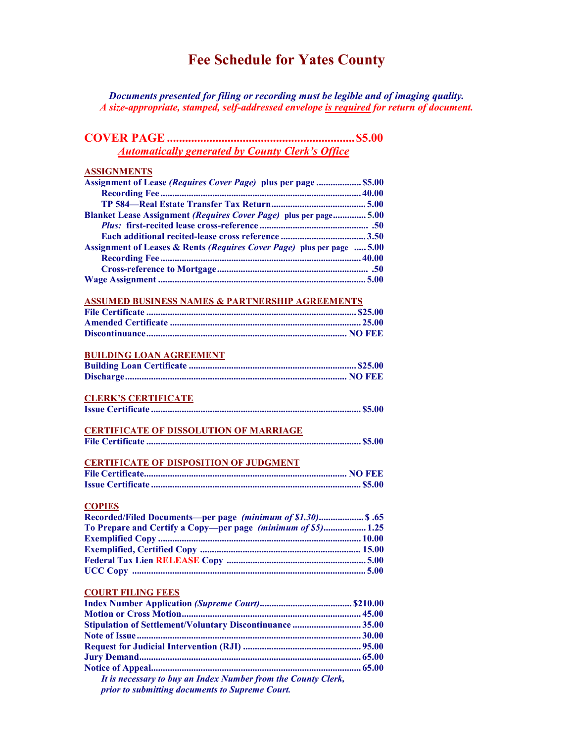# Fee Schedule for Yates County

***Documents presented for filing or recording must be legible and of imaging quality.***
***A size-appropriate, stamped, self-addressed envelope is required for return of document.***

## COVER PAGE ............................................................ $5.00

***Automatically generated by County Clerk's Office***

### ASSIGNMENTS

| | |
|---|---|
| **Assignment of Lease *(Requires Cover Page)* plus per page** | **$5.00** |
| **Recording Fee** | **40.00** |
| **TP 584—Real Estate Transfer Tax Return** | **5.00** |
| **Blanket Lease Assignment *(Requires Cover Page)* plus per page** | **5.00** |
| ***Plus:* first-recited lease cross-reference** | **.50** |
| **Each additional recited-lease cross reference** | **3.50** |
| **Assignment of Leases & Rents *(Requires Cover Page)* plus per page** | **5.00** |
| **Recording Fee** | **40.00** |
| **Cross-reference to Mortgage** | **.50** |
| **Wage Assignment** | **5.00** |

### ASSUMED BUSINESS NAMES & PARTNERSHIP AGREEMENTS

| | |
|---|---|
| **File Certificate** | **$25.00** |
| **Amended Certificate** | **25.00** |
| **Discontinuance** | **NO FEE** |

### BUILDING LOAN AGREEMENT

| | |
|---|---|
| **Building Loan Certificate** | **$25.00** |
| **Discharge** | **NO FEE** |

### CLERK'S CERTIFICATE

| | |
|---|---|
| **Issue Certificate** | **$5.00** |

### CERTIFICATE OF DISSOLUTION OF MARRIAGE

| | |
|---|---|
| **File Certificate** | **$5.00** |

### CERTIFICATE OF DISPOSITION OF JUDGMENT

| | |
|---|---|
| **File Certificate** | **NO FEE** |
| **Issue Certificate** | **$5.00** |

### COPIES

| | |
|---|---|
| **Recorded/Filed Documents—per page *(minimum of $1.30)*** | **$ .65** |
| **To Prepare and Certify a Copy—per page *(minimum of $5)*** | **1.25** |
| **Exemplified Copy** | **10.00** |
| **Exemplified, Certified Copy** | **15.00** |
| **Federal Tax Lien RELEASE Copy** | **5.00** |
| **UCC Copy** | **5.00** |

### COURT FILING FEES

| | |
|---|---|
| **Index Number Application *(Supreme Court)*** | **$210.00** |
| **Motion or Cross Motion** | **45.00** |
| **Stipulation of Settlement/Voluntary Discontinuance** | **35.00** |
| **Note of Issue** | **30.00** |
| **Request for Judicial Intervention (RJI)** | **95.00** |
| **Jury Demand** | **65.00** |
| **Notice of Appeal** | **65.00** |

***It is necessary to buy an Index Number from the County Clerk, prior to submitting documents to Supreme Court.***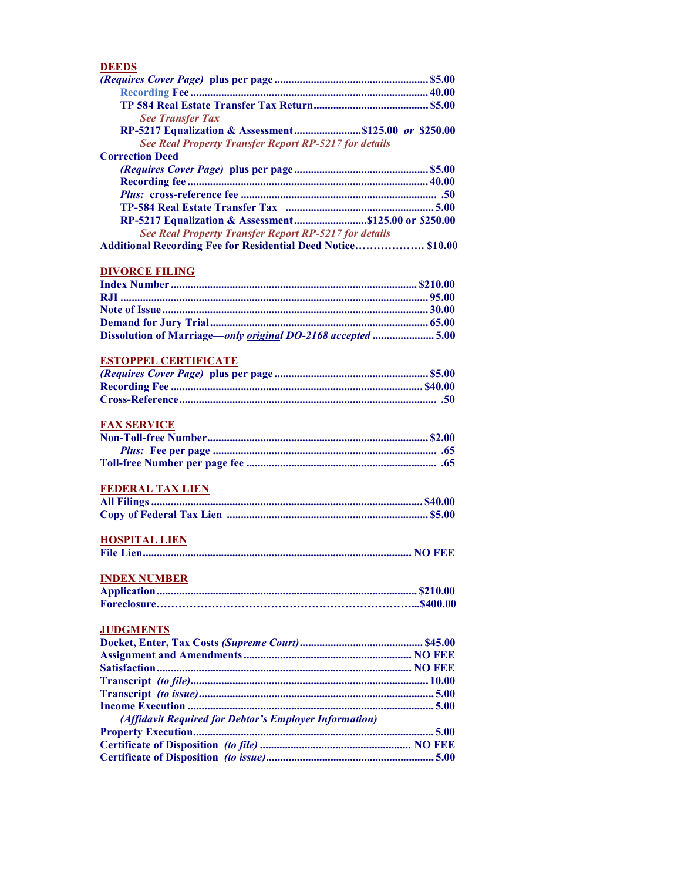## DEEDS

*(Requires Cover Page)* **plus per page** ........ $5.00

- Recording Fee ........ 40.00
- TP 584 Real Estate Transfer Tax Return ........ $5.00
  - *See Transfer Tax*
- RP-5217 Equalization & Assessment ........ $125.00 *or* $250.00
  - *See Real Property Transfer Report RP-5217 for details*

**Correction Deed**

- *(Requires Cover Page)* plus per page ........ $5.00
- Recording fee ........ 40.00
- *Plus:* cross-reference fee ........ .50
- TP-584 Real Estate Transfer Tax ........ 5.00
- RP-5217 Equalization & Assessment ........ $125.00 or $250.00
  - *See Real Property Transfer Report RP-5217 for details*

**Additional Recording Fee for Residential Deed Notice** ........ $10.00

## DIVORCE FILING

- Index Number ........ $210.00
- RJI ........ 95.00
- Note of Issue ........ 30.00
- Demand for Jury Trial ........ 65.00
- Dissolution of Marriage—*only original DO-2168 accepted* ........ 5.00

## ESTOPPEL CERTIFICATE

- *(Requires Cover Page)* plus per page ........ $5.00
- Recording Fee ........ $40.00
- Cross-Reference ........ .50

## FAX SERVICE

- Non-Toll-free Number ........ $2.00
  - *Plus:* Fee per page ........ .65
- Toll-free Number per page fee ........ .65

## FEDERAL TAX LIEN

- All Filings ........ $40.00
- Copy of Federal Tax Lien ........ $5.00

## HOSPITAL LIEN

- File Lien ........ NO FEE

## INDEX NUMBER

- Application ........ $210.00
- Foreclosure ........ $400.00

## JUDGMENTS

- Docket, Enter, Tax Costs *(Supreme Court)* ........ $45.00
- Assignment and Amendments ........ NO FEE
- Satisfaction ........ NO FEE
- Transcript *(to file)* ........ 10.00
- Transcript *(to issue)* ........ 5.00
- Income Execution ........ 5.00
  - *(Affidavit Required for Debtor's Employer Information)*
- Property Execution ........ 5.00
- Certificate of Disposition *(to file)* ........ NO FEE
- Certificate of Disposition *(to issue)* ........ 5.00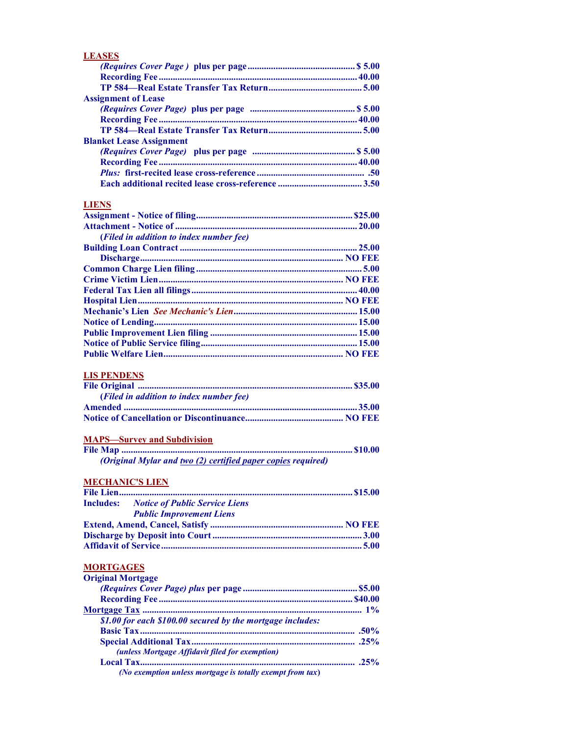## LEASES

| | |
|---|---|
| *(Requires Cover Page )* plus per page | $ 5.00 |
| Recording Fee | 40.00 |
| TP 584—Real Estate Transfer Tax Return | 5.00 |

**Assignment of Lease**

| | |
|---|---|
| *(Requires Cover Page)* plus per page | $ 5.00 |
| Recording Fee | 40.00 |
| TP 584—Real Estate Transfer Tax Return | 5.00 |

**Blanket Lease Assignment**

| | |
|---|---|
| *(Requires Cover Page)* plus per page | $ 5.00 |
| Recording Fee | 40.00 |
| *Plus:* first-recited lease cross-reference | .50 |
| Each additional recited lease cross-reference | 3.50 |

## LIENS

| | |
|---|---|
| Assignment - Notice of filing | $25.00 |
| Attachment - Notice of | 20.00 |
| (*Filed in addition to index number fee)* | |
| Building Loan Contract | 25.00 |
| Discharge | NO FEE |
| Common Charge Lien filing | 5.00 |
| Crime Victim Lien | NO FEE |
| Federal Tax Lien all filings | 40.00 |
| Hospital Lien | NO FEE |
| Mechanic's Lien *See Mechanic's Lien* | 15.00 |
| Notice of Lending | 15.00 |
| Public Improvement Lien filing | 15.00 |
| Notice of Public Service filing | 15.00 |
| Public Welfare Lien | NO FEE |

## LIS PENDENS

| | |
|---|---|
| File Original | $35.00 |
| (*Filed in addition to index number fee)* | |
| Amended | 35.00 |
| Notice of Cancellation or Discontinuance | NO FEE |

## MAPS—Survey and Subdivision

| | |
|---|---|
| File Map | $10.00 |

*(Original Mylar and two (2) certified paper copies required)*

## MECHANIC'S LIEN

| | |
|---|---|
| File Lien | $15.00 |
| Includes: *Notice of Public Service Liens* | |
| *Public Improvement Liens* | |
| Extend, Amend, Cancel, Satisfy | NO FEE |
| Discharge by Deposit into Court | 3.00 |
| Affidavit of Service | 5.00 |

## MORTGAGES

**Original Mortgage**

| | |
|---|---|
| *(Requires Cover Page) plus* per page | $5.00 |
| Recording Fee | $40.00 |
| Mortgage Tax | 1% |
| *$1.00 for each $100.00 secured by the mortgage includes:* | |
| Basic Tax | .50% |
| Special Additional Tax | .25% |
| *(unless Mortgage Affidavit filed for exemption)* | |
| Local Tax | .25% |
| *(No exemption unless mortgage is totally exempt from tax)* | |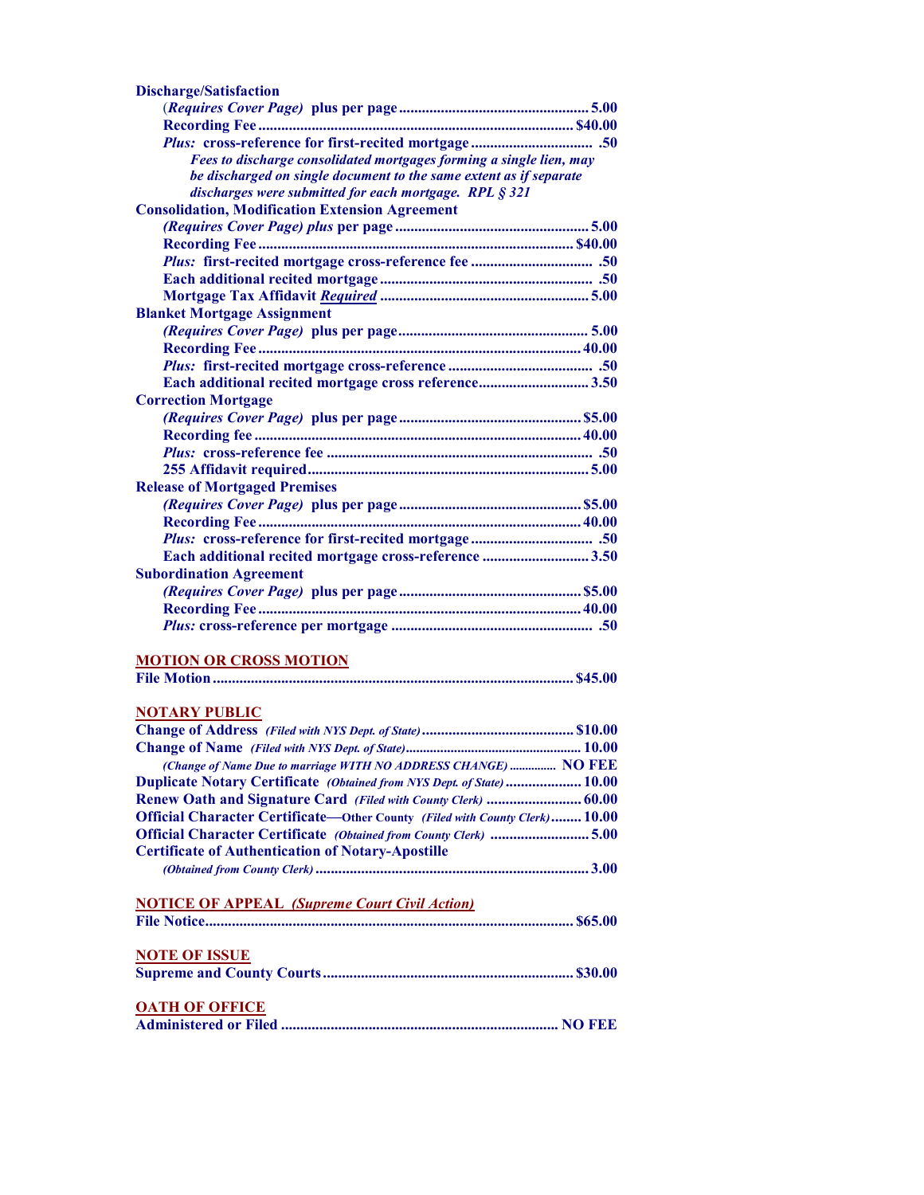**Discharge/Satisfaction**

- (*Requires Cover Page)* plus per page ..... 5.00
- Recording Fee ..... $40.00
- *Plus:* cross-reference for first-recited mortgage ..... .50
- *Fees to discharge consolidated mortgages forming a single lien, may be discharged on single document to the same extent as if separate discharges were submitted for each mortgage. RPL § 321*

**Consolidation, Modification Extension Agreement**

- *(Requires Cover Page) plus* per page ..... 5.00
- Recording Fee ..... $40.00
- *Plus:* first-recited mortgage cross-reference fee ..... .50
- Each additional recited mortgage ..... .50
- Mortgage Tax Affidavit ***Required*** ..... 5.00

**Blanket Mortgage Assignment**

- *(Requires Cover Page)* plus per page ..... 5.00
- Recording Fee ..... 40.00
- *Plus:* first-recited mortgage cross-reference ..... .50
- Each additional recited mortgage cross reference ..... 3.50

**Correction Mortgage**

- *(Requires Cover Page)* plus per page ..... $5.00
- Recording fee ..... 40.00
- *Plus:* cross-reference fee ..... .50
- 255 Affidavit required ..... 5.00

**Release of Mortgaged Premises**

- *(Requires Cover Page)* plus per page ..... $5.00
- Recording Fee ..... 40.00
- *Plus:* cross-reference for first-recited mortgage ..... .50
- Each additional recited mortgage cross-reference ..... 3.50

**Subordination Agreement**

- *(Requires Cover Page)* plus per page ..... $5.00
- Recording Fee ..... 40.00
- *Plus:* cross-reference per mortgage ..... .50

## MOTION OR CROSS MOTION

**File Motion ..... $45.00**

## NOTARY PUBLIC

- **Change of Address** *(Filed with NYS Dept. of State)* ..... $10.00
- **Change of Name** *(Filed with NYS Dept. of State)* ..... 10.00
- *(Change of Name Due to marriage WITH NO ADDRESS CHANGE)* ..... NO FEE
- **Duplicate Notary Certificate** *(Obtained from NYS Dept. of State)* ..... 10.00
- **Renew Oath and Signature Card** *(Filed with County Clerk)* ..... 60.00
- **Official Character Certificate—Other County** *(Filed with County Clerk)* ..... 10.00
- **Official Character Certificate** *(Obtained from County Clerk)* ..... 5.00
- **Certificate of Authentication of Notary-Apostille** *(Obtained from County Clerk)* ..... 3.00

## NOTICE OF APPEAL *(Supreme Court Civil Action)*

**File Notice ..... $65.00**

## NOTE OF ISSUE

**Supreme and County Courts ..... $30.00**

## OATH OF OFFICE

**Administered or Filed ..... NO FEE**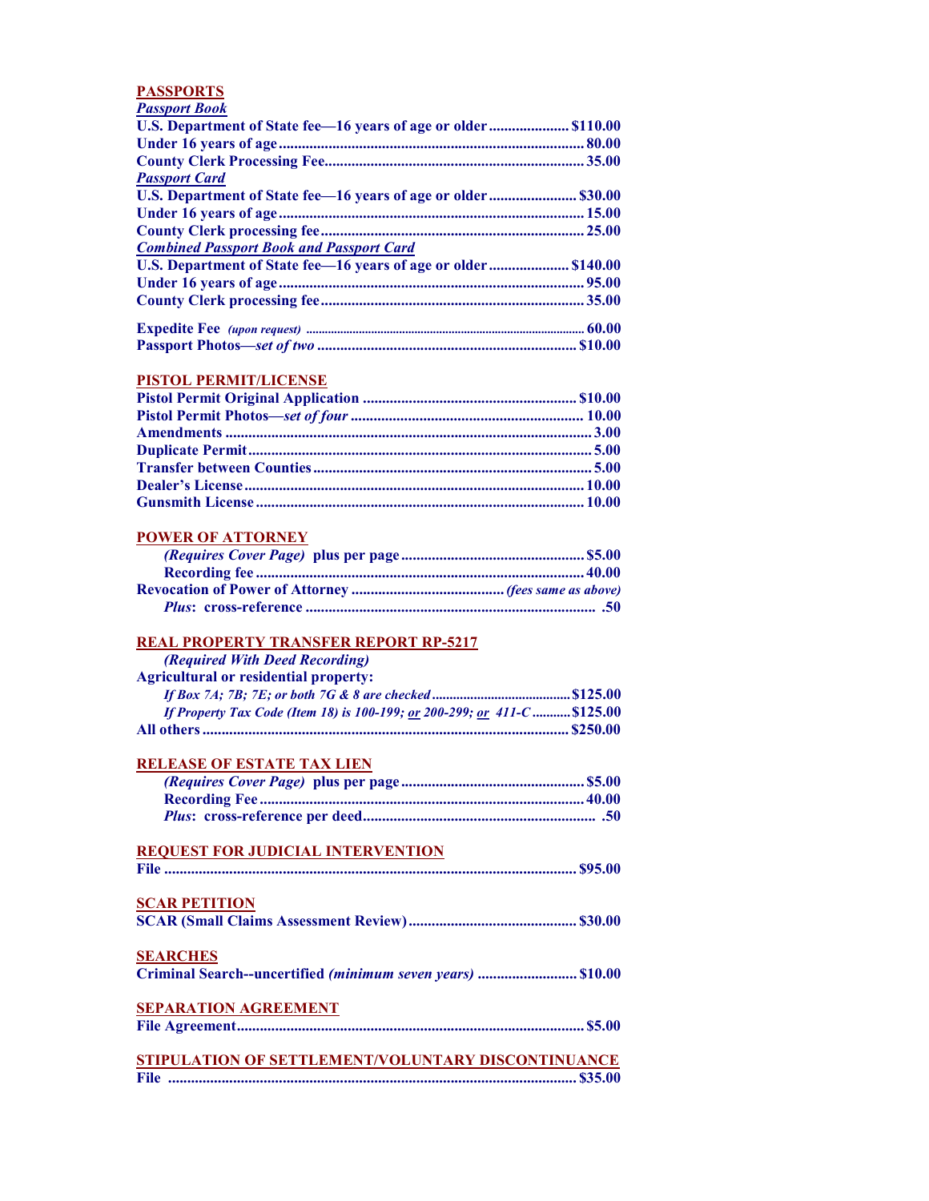## PASSPORTS

***Passport Book***

| | |
|---|---|
| **U.S. Department of State fee—16 years of age or older** | **$110.00** |
| **Under 16 years of age** | **80.00** |
| **County Clerk Processing Fee** | **35.00** |

***Passport Card***

| | |
|---|---|
| **U.S. Department of State fee—16 years of age or older** | **$30.00** |
| **Under 16 years of age** | **15.00** |
| **County Clerk processing fee** | **25.00** |

***Combined Passport Book and Passport Card***

| | |
|---|---|
| **U.S. Department of State fee—16 years of age or older** | **$140.00** |
| **Under 16 years of age** | **95.00** |
| **County Clerk processing fee** | **35.00** |

| | |
|---|---|
| **Expedite Fee** ***(upon request)*** | **60.00** |
| **Passport Photos—*set of two*** | **$10.00** |

## PISTOL PERMIT/LICENSE

| | |
|---|---|
| **Pistol Permit Original Application** | **$10.00** |
| **Pistol Permit Photos—*set of four*** | **10.00** |
| **Amendments** | **3.00** |
| **Duplicate Permit** | **5.00** |
| **Transfer between Counties** | **5.00** |
| **Dealer's License** | **10.00** |
| **Gunsmith License** | **10.00** |

## POWER OF ATTORNEY

| | |
|---|---|
| ***(Requires Cover Page)*** **plus per page** | **$5.00** |
| **Recording fee** | **40.00** |
| **Revocation of Power of Attorney** | ***(fees same as above)*** |
| ***Plus*: cross-reference** | **.50** |

## REAL PROPERTY TRANSFER REPORT RP-5217

***(Required With Deed Recording)***

**Agricultural or residential property:**

| | |
|---|---|
| ***If Box 7A; 7B; 7E; or both 7G & 8 are checked*** | **$125.00** |
| ***If Property Tax Code (Item 18) is 100-199; or 200-299; or 411-C*** | **$125.00** |
| **All others** | **$250.00** |

## RELEASE OF ESTATE TAX LIEN

| | |
|---|---|
| ***(Requires Cover Page)*** **plus per page** | **$5.00** |
| **Recording Fee** | **40.00** |
| ***Plus*: cross-reference per deed** | **.50** |

## REQUEST FOR JUDICIAL INTERVENTION

| | |
|---|---|
| **File** | **$95.00** |

## SCAR PETITION

| | |
|---|---|
| **SCAR (Small Claims Assessment Review)** | **$30.00** |

## SEARCHES

| | |
|---|---|
| **Criminal Search--uncertified *(minimum seven years)*** | **$10.00** |

## SEPARATION AGREEMENT

| | |
|---|---|
| **File Agreement** | **$5.00** |

## STIPULATION OF SETTLEMENT/VOLUNTARY DISCONTINUANCE

| | |
|---|---|
| **File** | **$35.00** |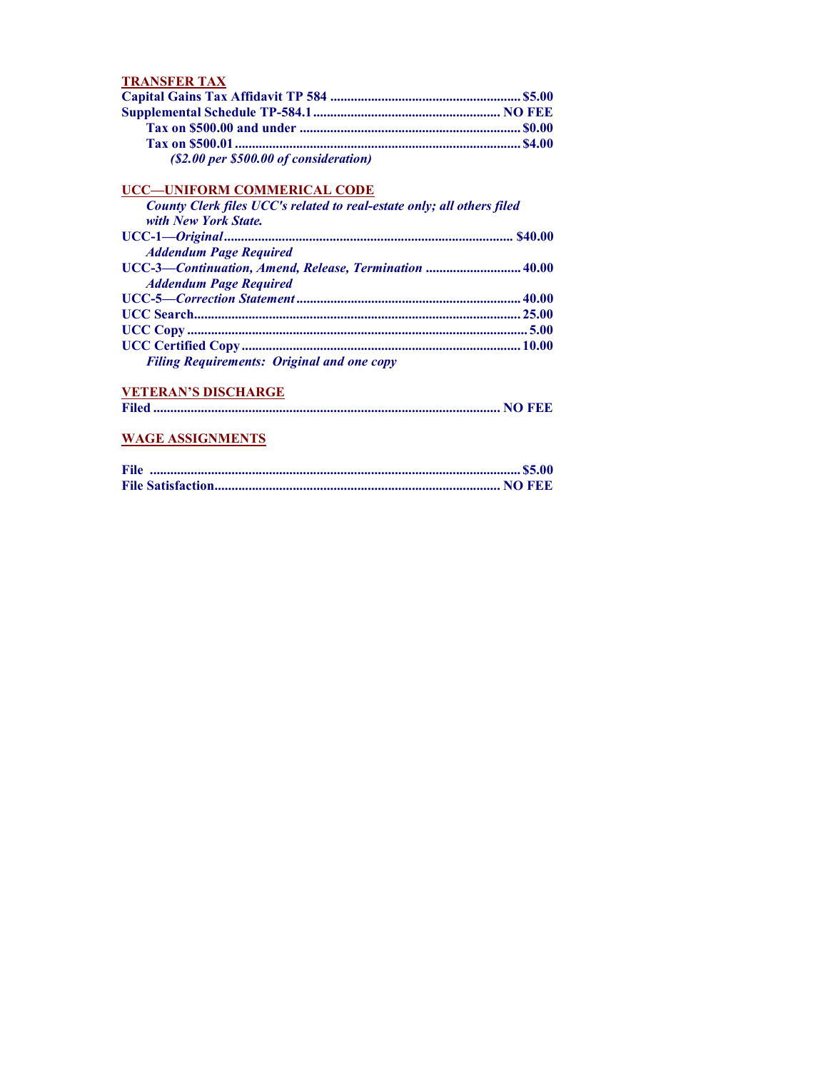## TRANSFER TAX

**Capital Gains Tax Affidavit TP 584 ....................................................... $5.00**
**Supplemental Schedule TP-584.1 ....................................................... NO FEE**
  **Tax on $500.00 and under ................................................................ $0.00**
  **Tax on $500.01 ................................................................................... $4.00**
  ***($2.00 per $500.00 of consideration)***

## UCC—UNIFORM COMMERICAL CODE

***County Clerk files UCC's related to real-estate only; all others filed with New York State.***

**UCC-1—*Original* ................................................................................... $40.00**
  ***Addendum Page Required***
**UCC-3—*Continuation, Amend, Release, Termination* ............................ 40.00**
  ***Addendum Page Required***
**UCC-5—*Correction Statement* ................................................................ 40.00**
**UCC Search ............................................................................................ 25.00**
**UCC Copy ................................................................................................. 5.00**
**UCC Certified Copy ................................................................................ 10.00**
  ***Filing Requirements: Original and one copy***

## VETERAN'S DISCHARGE

**Filed .................................................................................................... NO FEE**

## WAGE ASSIGNMENTS

**File ........................................................................................................ $5.00**
**File Satisfaction .................................................................................. NO FEE**